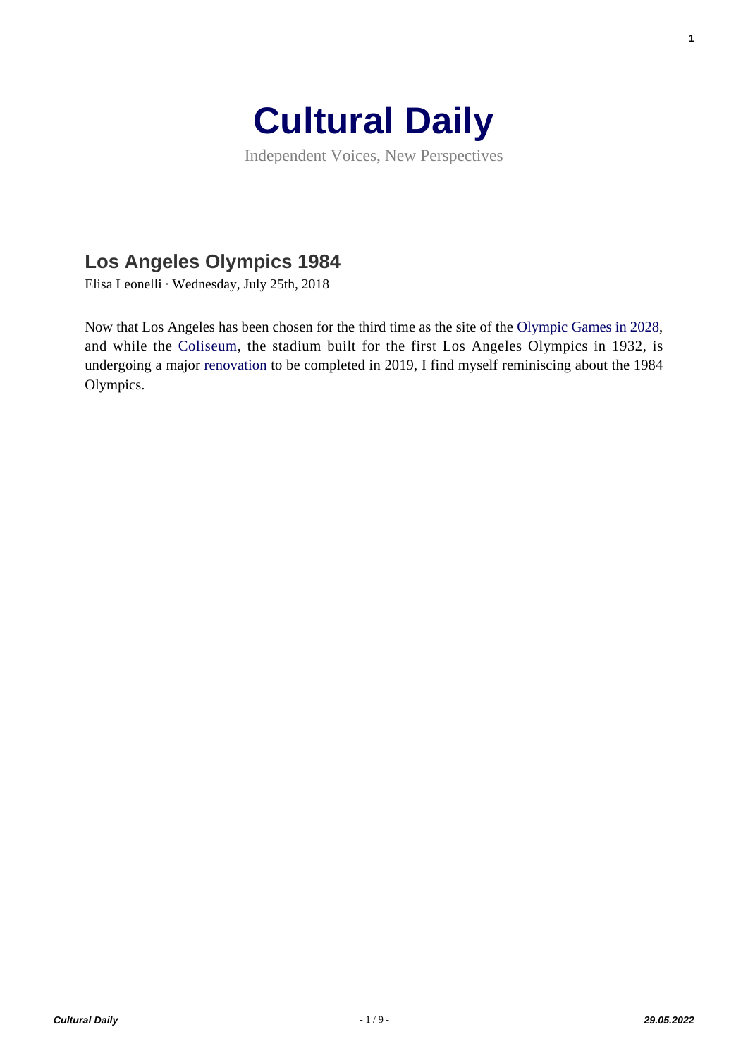# Cultural Daily

Independent Voices, New Perspectives

## Los Angeles Olympics 1984

Elisa Leonelli · Wednesday, July 25th, 2018

Now that Los Angeles has been chosen for the third time as the site of the Olympic Games in 2028, and while the Coliseum, the stadium built for the first Los Angeles Olympics in 1932, is undergoing a major renovation to be completed in 2019, I find myself reminiscing about the 1984 Olympics.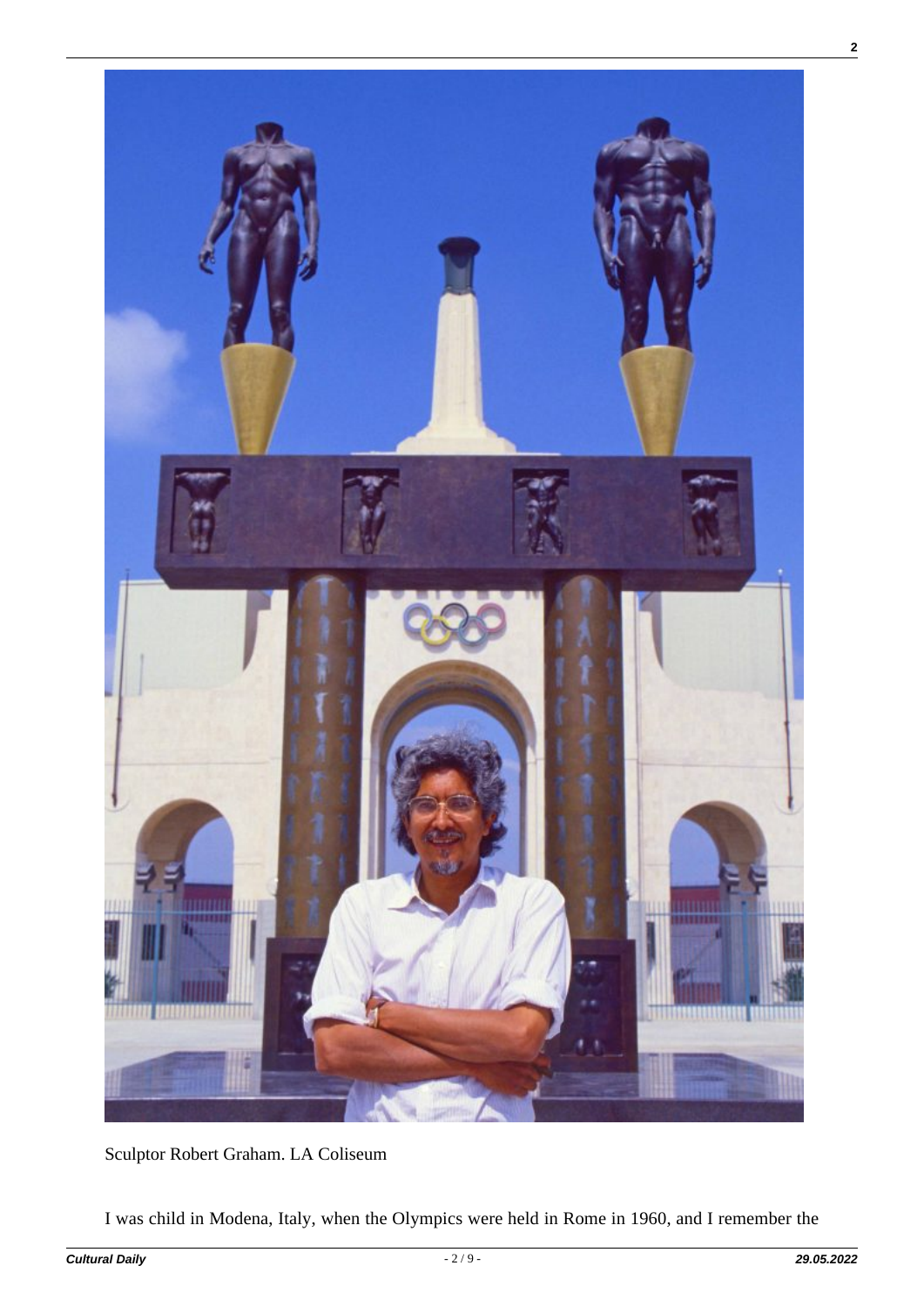Sculptor Robert Graham. LA Coliseum

I was child in Modena, Italy, when the Olympics were held in Rome in 1960, and I remember the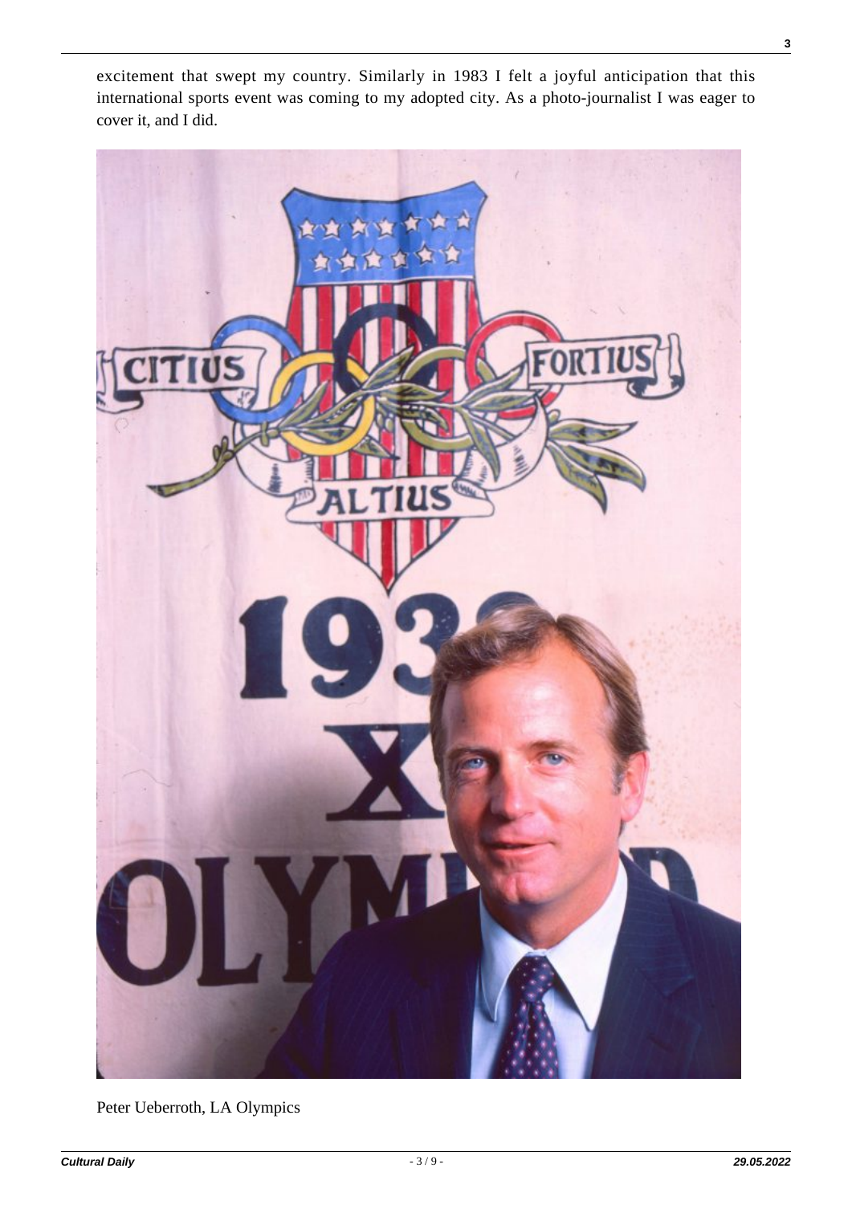excitement that swept my country. Similarly in 1983 I felt a joyful anticipation that this international sports event was coming to my adopted city. As a photo-journalist I was eager to cover it, and I did.

Peter Ueberroth, LA Olympics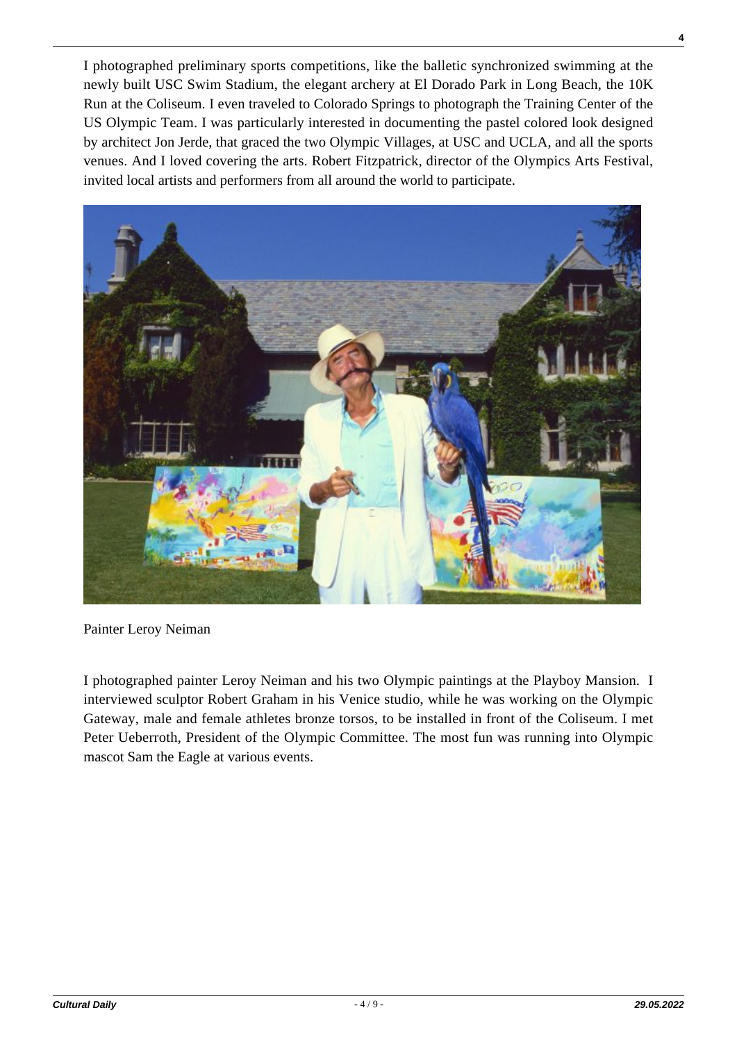I photographed preliminary sports competitions, like the balletic synchronized swimming at the newly built USC Swim Stadium, the elegant archery at El Dorado Park in Long Beach, the 10K Run at the Coliseum. I even traveled to Colorado Springs to photograph the Training Center of the US Olympic Team. I was particularly interested in documenting the pastel colored look designed by architect Jon Jerde, that graced the two Olympic Villages, at USC and UCLA, and all the sports venues. And I loved covering the arts. Robert Fitzpatrick, director of the Olympics Arts Festival, invited local artists and performers from all around the world to participate.

Painter Leroy Neiman

I photographed painter Leroy Neiman and his two Olympic paintings at the Playboy Mansion. I interviewed sculptor Robert Graham in his Venice studio, while he was working on the Olympic Gateway, male and female athletes bronze torsos, to be installed in front of the Coliseum. I met Peter Ueberroth, President of the Olympic Committee. The most fun was running into Olympic mascot Sam the Eagle at various events.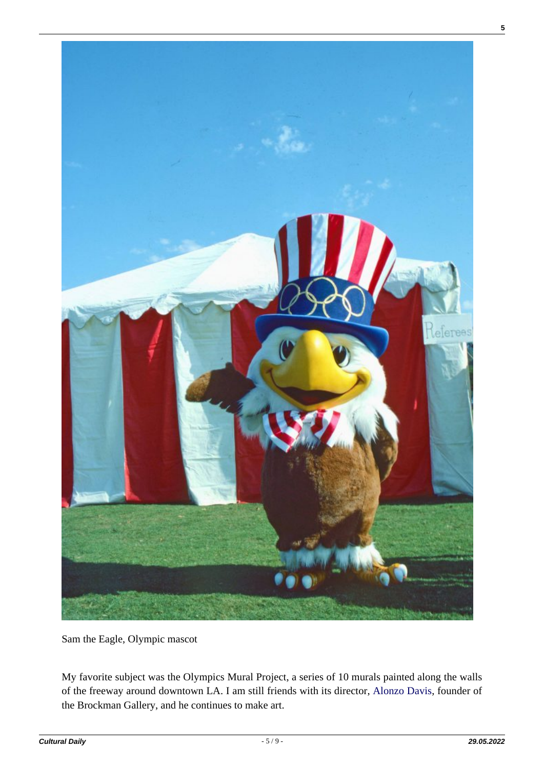Sam the Eagle, Olympic mascot

My favorite subject was the Olympics Mural Project, a series of 10 murals painted along the walls of the freeway around downtown LA. I am still friends with its director, Alonzo Davis, founder of the Brockman Gallery, and he continues to make art.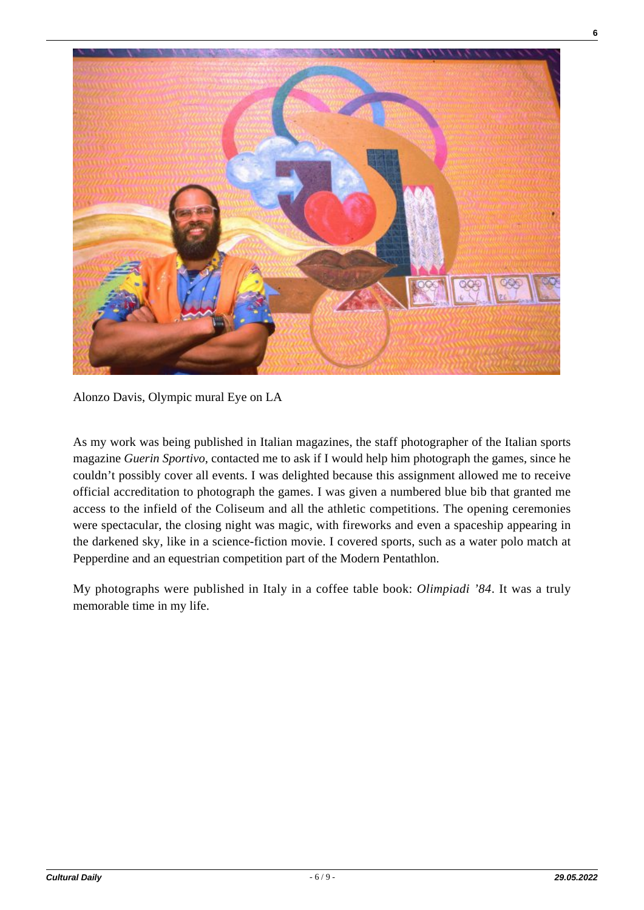Alonzo Davis, Olympic mural Eye on LA

As my work was being published in Italian magazines, the staff photographer of the Italian sports magazine *Guerin Sportivo*, contacted me to ask if I would help him photograph the games, since he couldn't possibly cover all events. I was delighted because this assignment allowed me to receive official accreditation to photograph the games. I was given a numbered blue bib that granted me access to the infield of the Coliseum and all the athletic competitions. The opening ceremonies were spectacular, the closing night was magic, with fireworks and even a spaceship appearing in the darkened sky, like in a science-fiction movie. I covered sports, such as a water polo match at Pepperdine and an equestrian competition part of the Modern Pentathlon.

My photographs were published in Italy in a coffee table book: *Olimpiadi '84*. It was a truly memorable time in my life.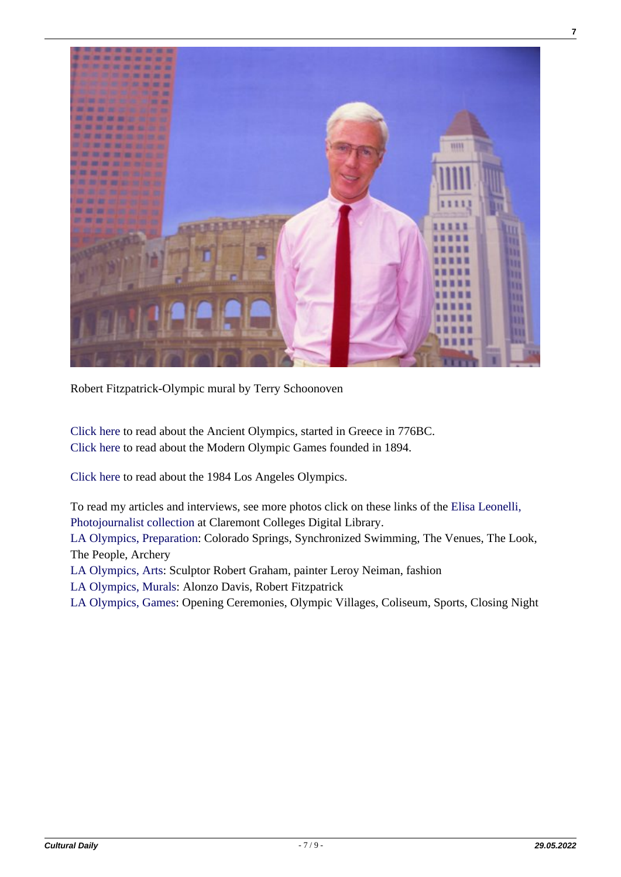Robert Fitzpatrick-Olympic mural by Terry Schoonoven

Click here to read about the Ancient Olympics, started in Greece in 776BC.
Click here to read about the Modern Olympic Games founded in 1894.

Click here to read about the 1984 Los Angeles Olympics.

To read my articles and interviews, see more photos click on these links of the Elisa Leonelli, Photojournalist collection at Claremont Colleges Digital Library.
LA Olympics, Preparation: Colorado Springs, Synchronized Swimming, The Venues, The Look, The People, Archery
LA Olympics, Arts: Sculptor Robert Graham, painter Leroy Neiman, fashion
LA Olympics, Murals: Alonzo Davis, Robert Fitzpatrick
LA Olympics, Games: Opening Ceremonies, Olympic Villages, Coliseum, Sports, Closing Night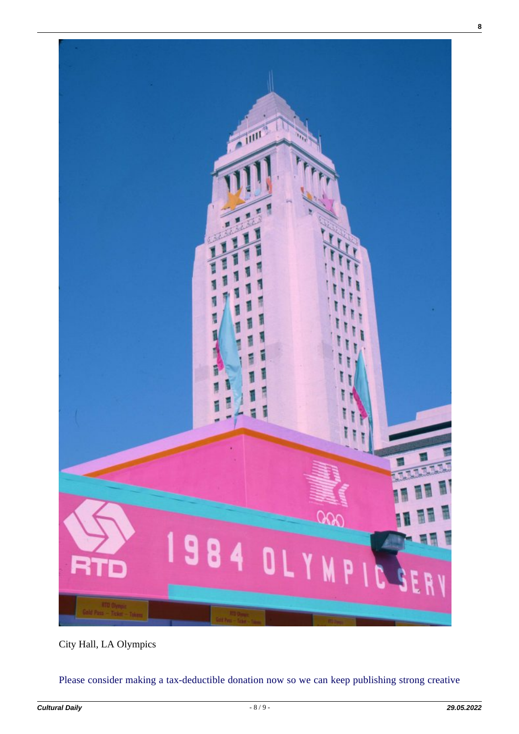City Hall, LA Olympics

Please consider making a tax-deductible donation now so we can keep publishing strong creative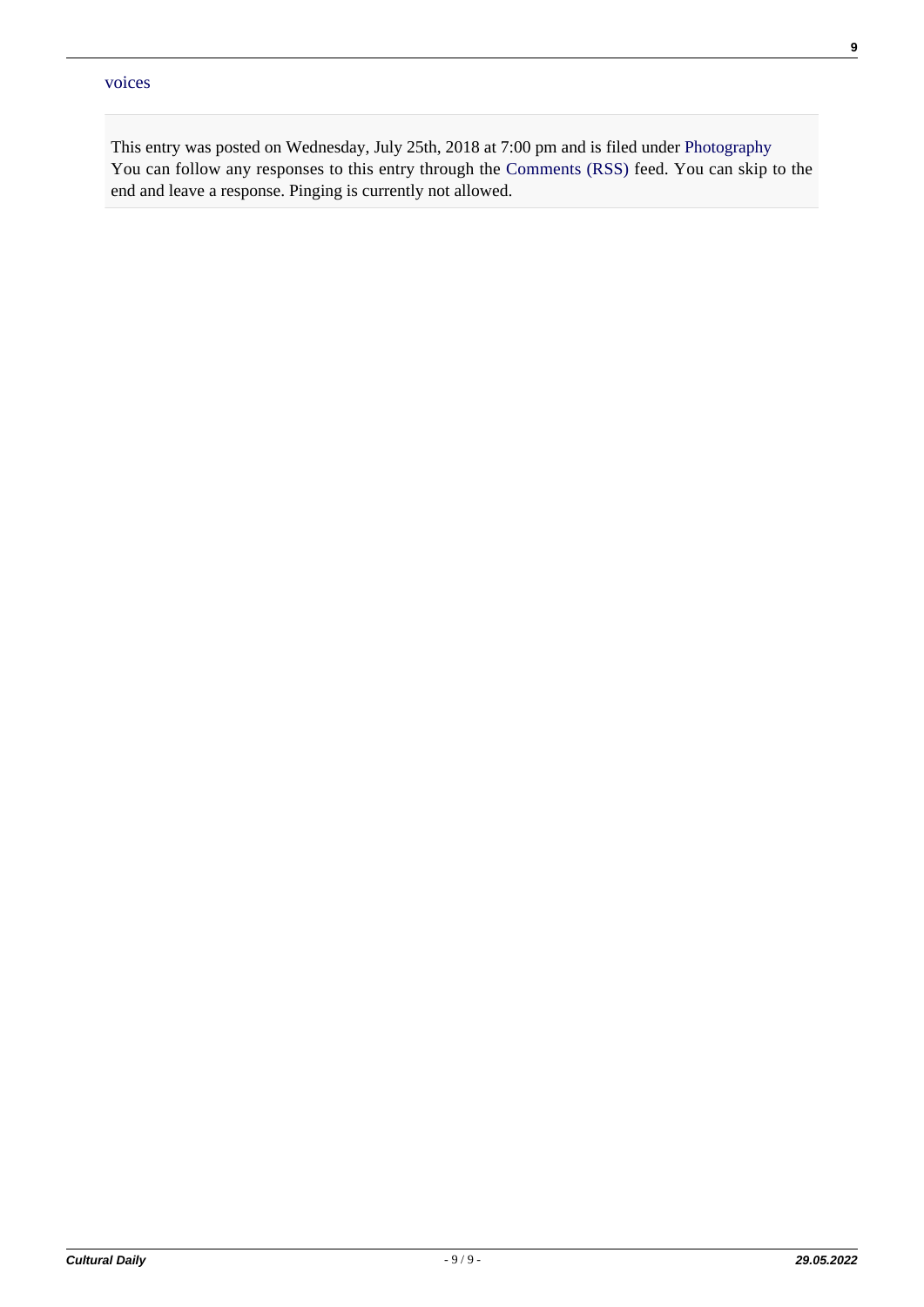voices

This entry was posted on Wednesday, July 25th, 2018 at 7:00 pm and is filed under Photography
You can follow any responses to this entry through the Comments (RSS) feed. You can skip to the end and leave a response. Pinging is currently not allowed.